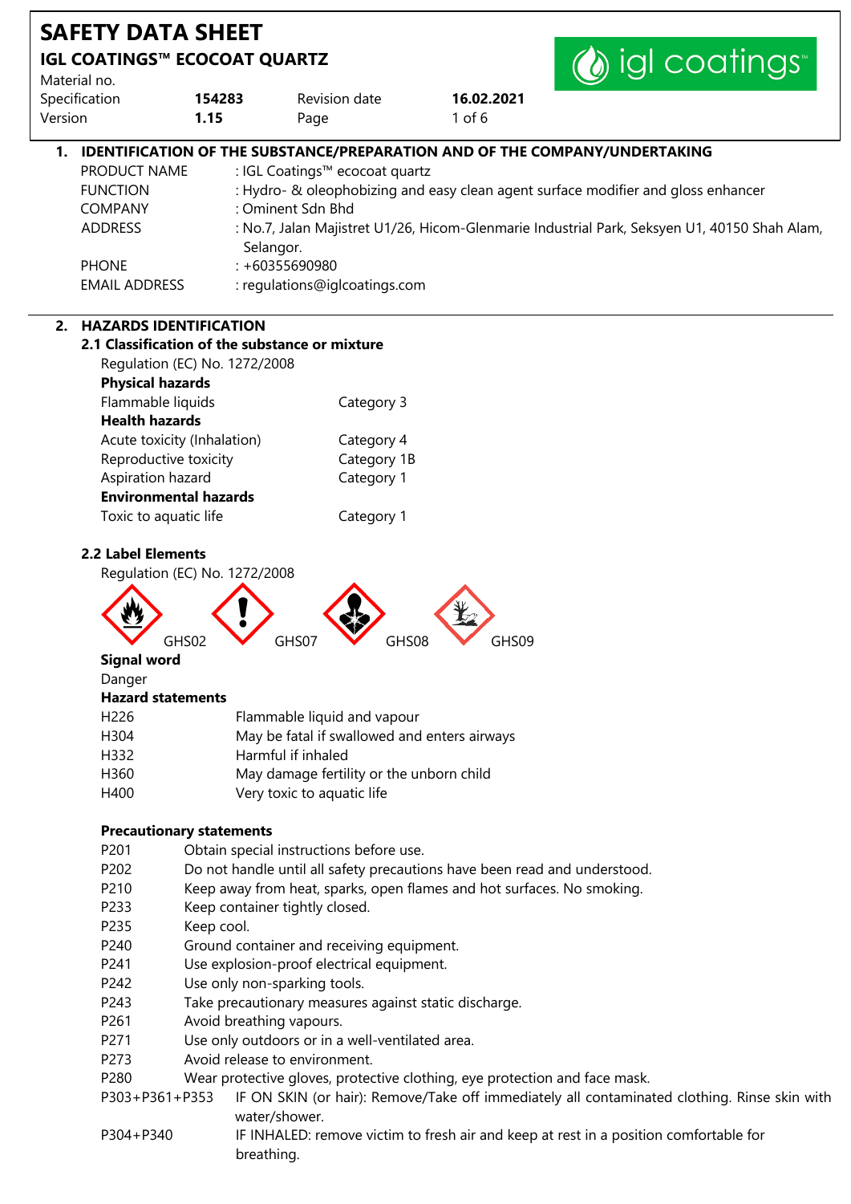# SAFETY DATA SHEET

## IGL COATINGS™ ECOCOAT QUARTZ

| Material no. | | | |
|---|---|---|---|
| Specification | **154283** | Revision date | **16.02.2021** |
| Version | **1.15** | Page | 1 of 6 |

## 1. IDENTIFICATION OF THE SUBSTANCE/PREPARATION AND OF THE COMPANY/UNDERTAKING

| | |
|---|---|
| PRODUCT NAME | : IGL Coatings™ ecocoat quartz |
| FUNCTION | : Hydro- & oleophobizing and easy clean agent surface modifier and gloss enhancer |
| COMPANY | : Ominent Sdn Bhd |
| ADDRESS | : No.7, Jalan Majistret U1/26, Hicom-Glenmarie Industrial Park, Seksyen U1, 40150 Shah Alam, Selangor. |
| PHONE | : +60355690980 |
| EMAIL ADDRESS | : regulations@iglcoatings.com |

## 2. HAZARDS IDENTIFICATION

### 2.1 Classification of the substance or mixture

Regulation (EC) No. 1272/2008

**Physical hazards**

| | |
|---|---|
| Flammable liquids | Category 3 |

**Health hazards**

| | |
|---|---|
| Acute toxicity (Inhalation) | Category 4 |
| Reproductive toxicity | Category 1B |
| Aspiration hazard | Category 1 |

**Environmental hazards**

| | |
|---|---|
| Toxic to aquatic life | Category 1 |

### 2.2 Label Elements

Regulation (EC) No. 1272/2008

GHS02 GHS07 GHS08 GHS09

**Signal word**

Danger

**Hazard statements**

| | |
|---|---|
| H226 | Flammable liquid and vapour |
| H304 | May be fatal if swallowed and enters airways |
| H332 | Harmful if inhaled |
| H360 | May damage fertility or the unborn child |
| H400 | Very toxic to aquatic life |

**Precautionary statements**

| | |
|---|---|
| P201 | Obtain special instructions before use. |
| P202 | Do not handle until all safety precautions have been read and understood. |
| P210 | Keep away from heat, sparks, open flames and hot surfaces. No smoking. |
| P233 | Keep container tightly closed. |
| P235 | Keep cool. |
| P240 | Ground container and receiving equipment. |
| P241 | Use explosion-proof electrical equipment. |
| P242 | Use only non-sparking tools. |
| P243 | Take precautionary measures against static discharge. |
| P261 | Avoid breathing vapours. |
| P271 | Use only outdoors or in a well-ventilated area. |
| P273 | Avoid release to environment. |
| P280 | Wear protective gloves, protective clothing, eye protection and face mask. |
| P303+P361+P353 | IF ON SKIN (or hair): Remove/Take off immediately all contaminated clothing. Rinse skin with water/shower. |
| P304+P340 | IF INHALED: remove victim to fresh air and keep at rest in a position comfortable for breathing. |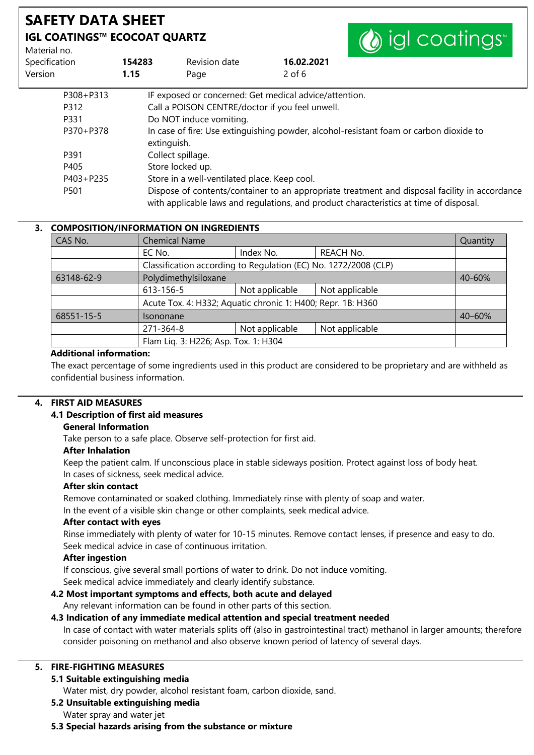| | |
|---|---|
| P308+P313 | IF exposed or concerned: Get medical advice/attention. |
| P312 | Call a POISON CENTRE/doctor if you feel unwell. |
| P331 | Do NOT induce vomiting. |
| P370+P378 | In case of fire: Use extinguishing powder, alcohol-resistant foam or carbon dioxide to extinguish. |
| P391 | Collect spillage. |
| P405 | Store locked up. |
| P403+P235 | Store in a well-ventilated place. Keep cool. |
| P501 | Dispose of contents/container to an appropriate treatment and disposal facility in accordance with applicable laws and regulations, and product characteristics at time of disposal. |

## 3. COMPOSITION/INFORMATION ON INGREDIENTS

| CAS No. | Chemical Name | | | Quantity |
|---|---|---|---|---|
| | EC No. | Index No. | REACH No. | |
| | Classification according to Regulation (EC) No. 1272/2008 (CLP) | | | |
| 63148-62-9 | Polydimethylsiloxane | | | 40-60% |
| | 613-156-5 | Not applicable | Not applicable | |
| | Acute Tox. 4: H332; Aquatic chronic 1: H400; Repr. 1B: H360 | | | |
| 68551-15-5 | Isononane | | | 40–60% |
| | 271-364-8 | Not applicable | Not applicable | |
| | Flam Liq. 3: H226; Asp. Tox. 1: H304 | | | |

**Additional information:**

The exact percentage of some ingredients used in this product are considered to be proprietary and are withheld as confidential business information.

## 4. FIRST AID MEASURES

### 4.1 Description of first aid measures

**General Information**

Take person to a safe place. Observe self-protection for first aid.

**After Inhalation**

Keep the patient calm. If unconscious place in stable sideways position. Protect against loss of body heat. In cases of sickness, seek medical advice.

**After skin contact**

Remove contaminated or soaked clothing. Immediately rinse with plenty of soap and water. In the event of a visible skin change or other complaints, seek medical advice.

**After contact with eyes**

Rinse immediately with plenty of water for 10-15 minutes. Remove contact lenses, if presence and easy to do. Seek medical advice in case of continuous irritation.

**After ingestion**

If conscious, give several small portions of water to drink. Do not induce vomiting. Seek medical advice immediately and clearly identify substance.

### 4.2 Most important symptoms and effects, both acute and delayed

Any relevant information can be found in other parts of this section.

### 4.3 Indication of any immediate medical attention and special treatment needed

In case of contact with water materials splits off (also in gastrointestinal tract) methanol in larger amounts; therefore consider poisoning on methanol and also observe known period of latency of several days.

## 5. FIRE-FIGHTING MEASURES

### 5.1 Suitable extinguishing media

Water mist, dry powder, alcohol resistant foam, carbon dioxide, sand.

### 5.2 Unsuitable extinguishing media

Water spray and water jet

### 5.3 Special hazards arising from the substance or mixture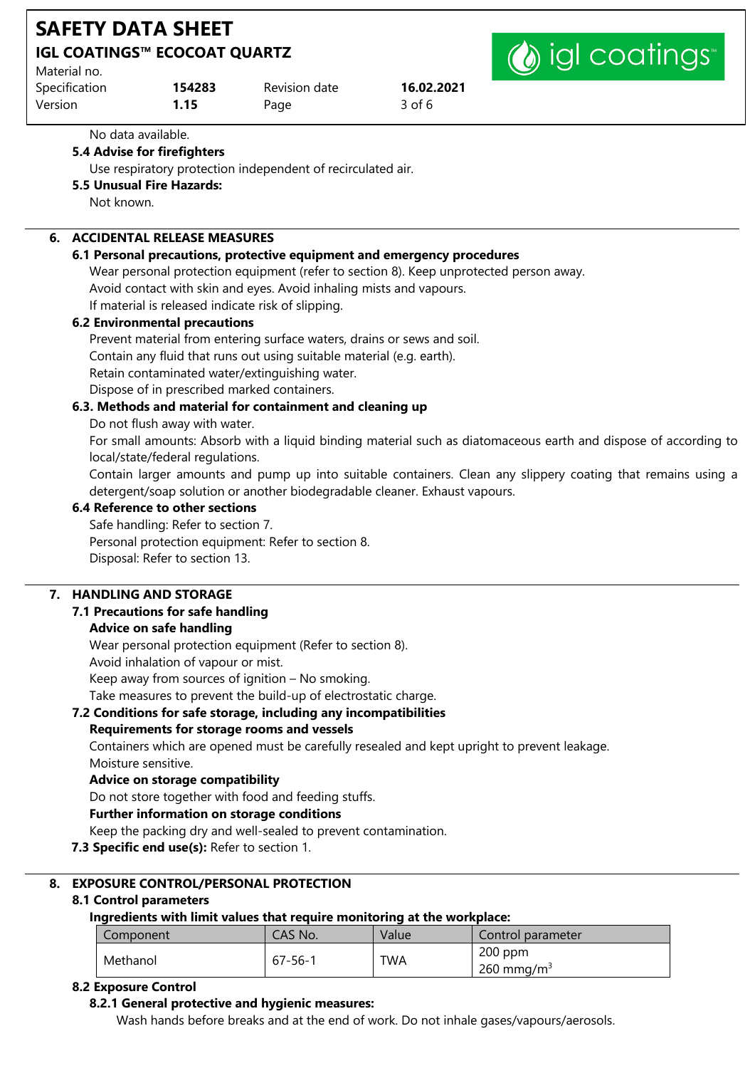No data available.

### 5.4 Advise for firefighters

Use respiratory protection independent of recirculated air.

### 5.5 Unusual Fire Hazards:

Not known.

## 6. ACCIDENTAL RELEASE MEASURES

### 6.1 Personal precautions, protective equipment and emergency procedures

Wear personal protection equipment (refer to section 8). Keep unprotected person away.
Avoid contact with skin and eyes. Avoid inhaling mists and vapours.
If material is released indicate risk of slipping.

### 6.2 Environmental precautions

Prevent material from entering surface waters, drains or sews and soil.
Contain any fluid that runs out using suitable material (e.g. earth).
Retain contaminated water/extinguishing water.
Dispose of in prescribed marked containers.

### 6.3. Methods and material for containment and cleaning up

Do not flush away with water.

For small amounts: Absorb with a liquid binding material such as diatomaceous earth and dispose of according to local/state/federal regulations.

Contain larger amounts and pump up into suitable containers. Clean any slippery coating that remains using a detergent/soap solution or another biodegradable cleaner. Exhaust vapours.

### 6.4 Reference to other sections

Safe handling: Refer to section 7.
Personal protection equipment: Refer to section 8.
Disposal: Refer to section 13.

## 7. HANDLING AND STORAGE

### 7.1 Precautions for safe handling

**Advice on safe handling**

Wear personal protection equipment (Refer to section 8).
Avoid inhalation of vapour or mist.
Keep away from sources of ignition – No smoking.
Take measures to prevent the build-up of electrostatic charge.

### 7.2 Conditions for safe storage, including any incompatibilities

**Requirements for storage rooms and vessels**

Containers which are opened must be carefully resealed and kept upright to prevent leakage.
Moisture sensitive.

**Advice on storage compatibility**

Do not store together with food and feeding stuffs.

**Further information on storage conditions**

Keep the packing dry and well-sealed to prevent contamination.

**7.3 Specific end use(s):** Refer to section 1.

## 8. EXPOSURE CONTROL/PERSONAL PROTECTION

### 8.1 Control parameters

**Ingredients with limit values that require monitoring at the workplace:**

| Component | CAS No. | Value | Control parameter |
|---|---|---|---|
| Methanol | 67-56-1 | TWA | 200 ppm<br>260 mg/m$^3$ |

### 8.2 Exposure Control

**8.2.1 General protective and hygienic measures:**

Wash hands before breaks and at the end of work. Do not inhale gases/vapours/aerosols.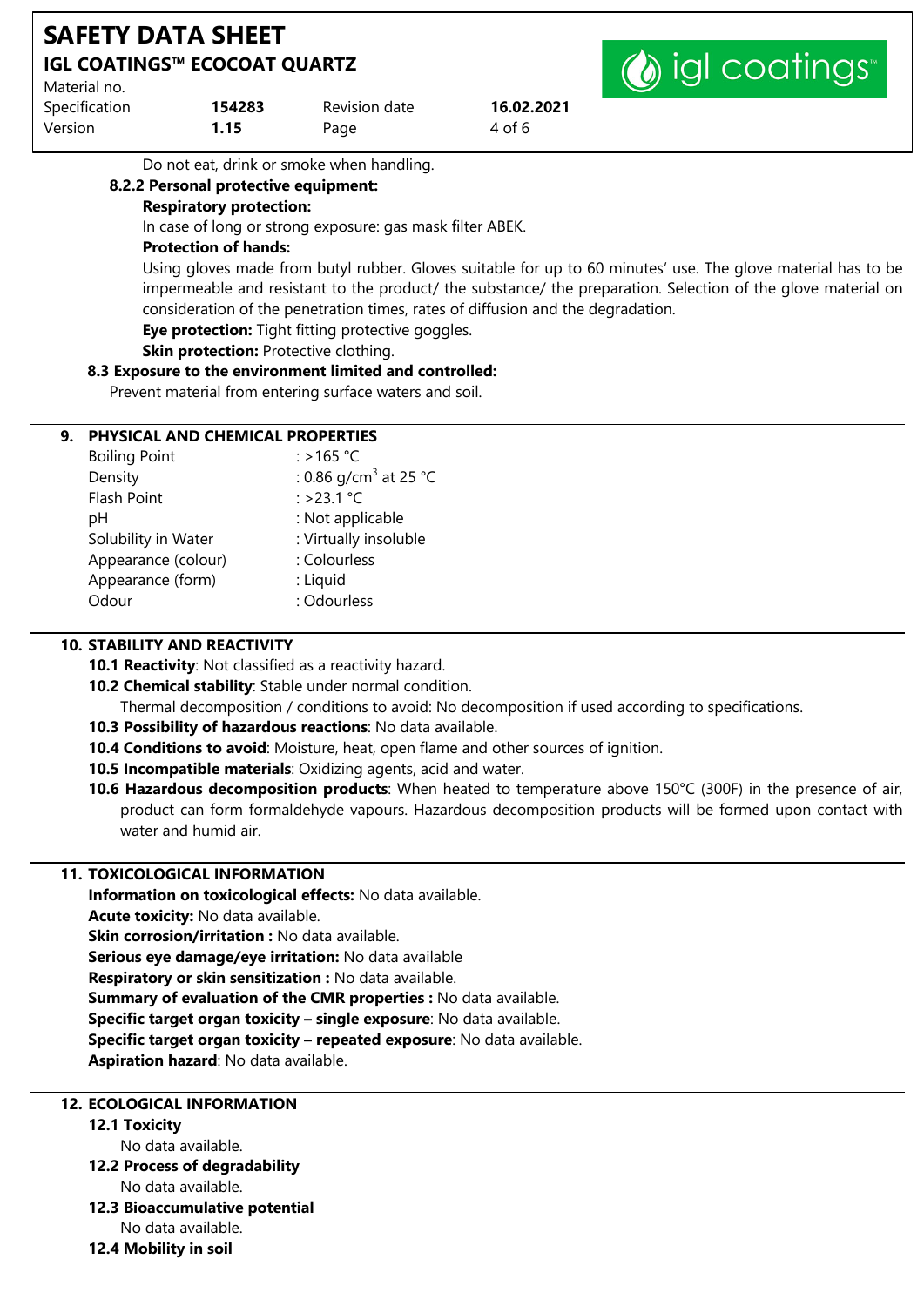Do not eat, drink or smoke when handling.

**8.2.2 Personal protective equipment:**

**Respiratory protection:**

In case of long or strong exposure: gas mask filter ABEK.

**Protection of hands:**

Using gloves made from butyl rubber. Gloves suitable for up to 60 minutes' use. The glove material has to be impermeable and resistant to the product/ the substance/ the preparation. Selection of the glove material on consideration of the penetration times, rates of diffusion and the degradation.

**Eye protection:** Tight fitting protective goggles.

**Skin protection:** Protective clothing.

**8.3 Exposure to the environment limited and controlled:**

Prevent material from entering surface waters and soil.

## 9. PHYSICAL AND CHEMICAL PROPERTIES

| | |
|---|---|
| Boiling Point | : >165 °C |
| Density | : 0.86 g/cm$^3$ at 25 °C |
| Flash Point | : >23.1 °C |
| pH | : Not applicable |
| Solubility in Water | : Virtually insoluble |
| Appearance (colour) | : Colourless |
| Appearance (form) | : Liquid |
| Odour | : Odourless |

## 10. STABILITY AND REACTIVITY

**10.1 Reactivity**: Not classified as a reactivity hazard.

**10.2 Chemical stability**: Stable under normal condition.

Thermal decomposition / conditions to avoid: No decomposition if used according to specifications.

**10.3 Possibility of hazardous reactions**: No data available.

**10.4 Conditions to avoid**: Moisture, heat, open flame and other sources of ignition.

**10.5 Incompatible materials**: Oxidizing agents, acid and water.

**10.6 Hazardous decomposition products**: When heated to temperature above 150°C (300F) in the presence of air, product can form formaldehyde vapours. Hazardous decomposition products will be formed upon contact with water and humid air.

## 11. TOXICOLOGICAL INFORMATION

**Information on toxicological effects:** No data available.

**Acute toxicity:** No data available.

**Skin corrosion/irritation :** No data available.

**Serious eye damage/eye irritation:** No data available

**Respiratory or skin sensitization :** No data available.

**Summary of evaluation of the CMR properties :** No data available.

**Specific target organ toxicity – single exposure**: No data available.

**Specific target organ toxicity – repeated exposure**: No data available.

**Aspiration hazard**: No data available.

## 12. ECOLOGICAL INFORMATION

**12.1 Toxicity**

No data available.

**12.2 Process of degradability**

No data available.

**12.3 Bioaccumulative potential**

No data available.

**12.4 Mobility in soil**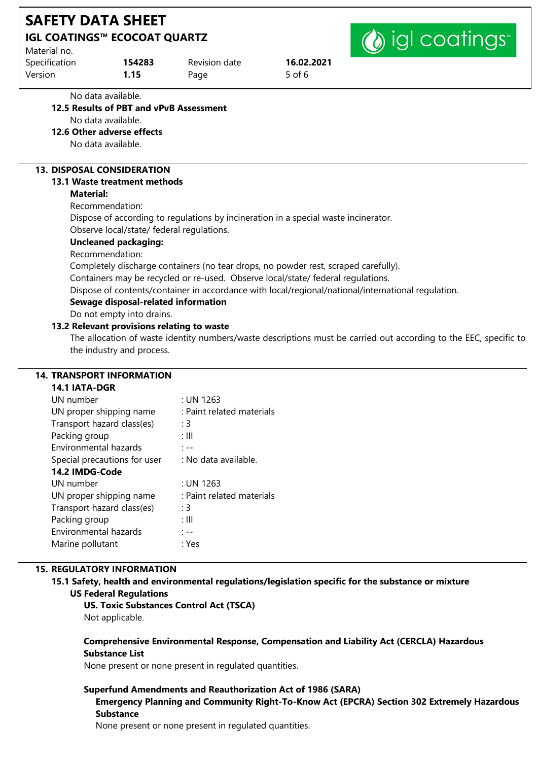No data available.

### 12.5 Results of PBT and vPvB Assessment

No data available.

### 12.6 Other adverse effects

No data available.

## 13. DISPOSAL CONSIDERATION

### 13.1 Waste treatment methods

**Material:**

Recommendation:

Dispose of according to regulations by incineration in a special waste incinerator.

Observe local/state/ federal regulations.

**Uncleaned packaging:**

Recommendation:

Completely discharge containers (no tear drops, no powder rest, scraped carefully).

Containers may be recycled or re-used. Observe local/state/ federal regulations.

Dispose of contents/container in accordance with local/regional/national/international regulation.

**Sewage disposal-related information**

Do not empty into drains.

### 13.2 Relevant provisions relating to waste

The allocation of waste identity numbers/waste descriptions must be carried out according to the EEC, specific to the industry and process.

## 14. TRANSPORT INFORMATION

### 14.1 IATA-DGR

| | |
|---|---|
| UN number | : UN 1263 |
| UN proper shipping name | : Paint related materials |
| Transport hazard class(es) | : 3 |
| Packing group | : III |
| Environmental hazards | : -- |
| Special precautions for user | : No data available. |

### 14.2 IMDG-Code

| | |
|---|---|
| UN number | : UN 1263 |
| UN proper shipping name | : Paint related materials |
| Transport hazard class(es) | : 3 |
| Packing group | : III |
| Environmental hazards | : -- |
| Marine pollutant | : Yes |

## 15. REGULATORY INFORMATION

### 15.1 Safety, health and environmental regulations/legislation specific for the substance or mixture

**US Federal Regulations**

**US. Toxic Substances Control Act (TSCA)**

Not applicable.

**Comprehensive Environmental Response, Compensation and Liability Act (CERCLA) Hazardous Substance List**

None present or none present in regulated quantities.

**Superfund Amendments and Reauthorization Act of 1986 (SARA)**

**Emergency Planning and Community Right-To-Know Act (EPCRA) Section 302 Extremely Hazardous Substance**

None present or none present in regulated quantities.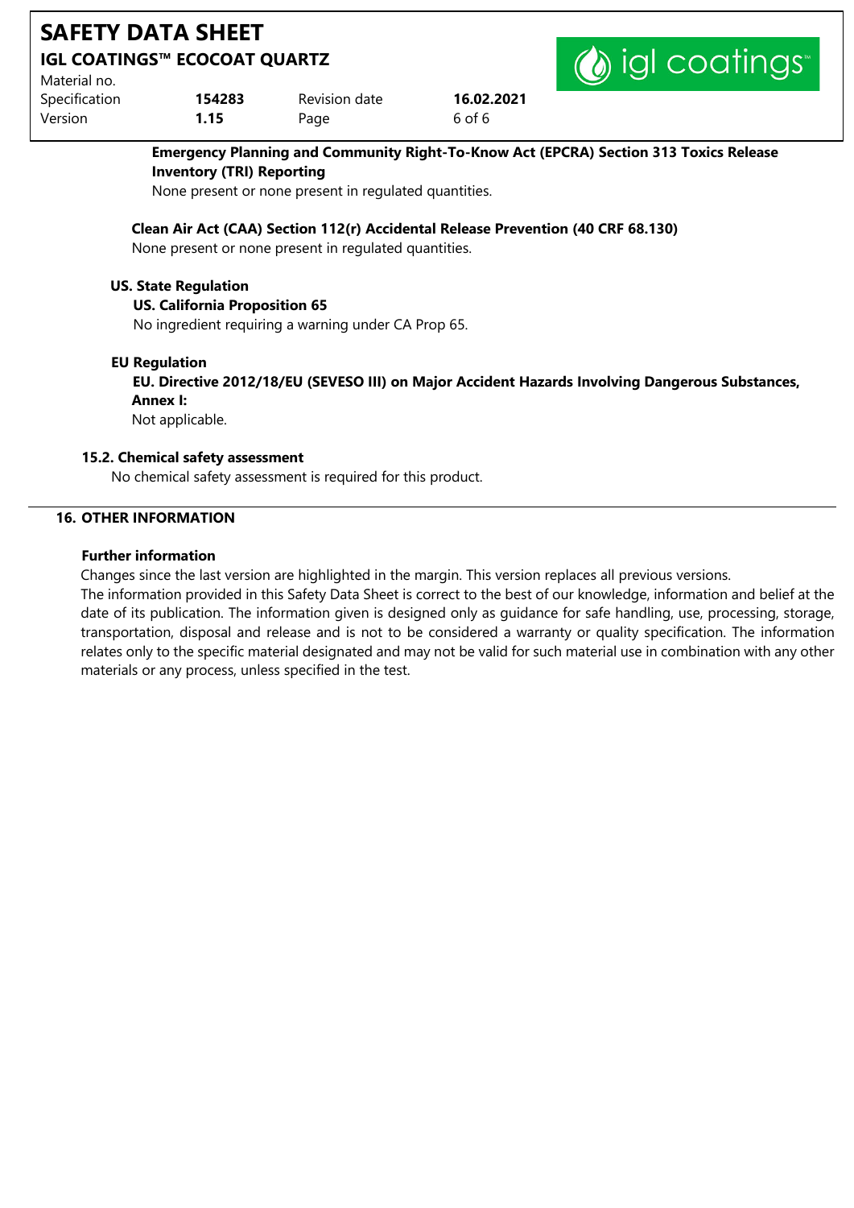**Emergency Planning and Community Right-To-Know Act (EPCRA) Section 313 Toxics Release Inventory (TRI) Reporting**

None present or none present in regulated quantities.

**Clean Air Act (CAA) Section 112(r) Accidental Release Prevention (40 CRF 68.130)**

None present or none present in regulated quantities.

**US. State Regulation**

**US. California Proposition 65**

No ingredient requiring a warning under CA Prop 65.

**EU Regulation**

**EU. Directive 2012/18/EU (SEVESO III) on Major Accident Hazards Involving Dangerous Substances, Annex I:**

Not applicable.

### 15.2. Chemical safety assessment

No chemical safety assessment is required for this product.

## 16. OTHER INFORMATION

### Further information

Changes since the last version are highlighted in the margin. This version replaces all previous versions.

The information provided in this Safety Data Sheet is correct to the best of our knowledge, information and belief at the date of its publication. The information given is designed only as guidance for safe handling, use, processing, storage, transportation, disposal and release and is not to be considered a warranty or quality specification. The information relates only to the specific material designated and may not be valid for such material use in combination with any other materials or any process, unless specified in the test.